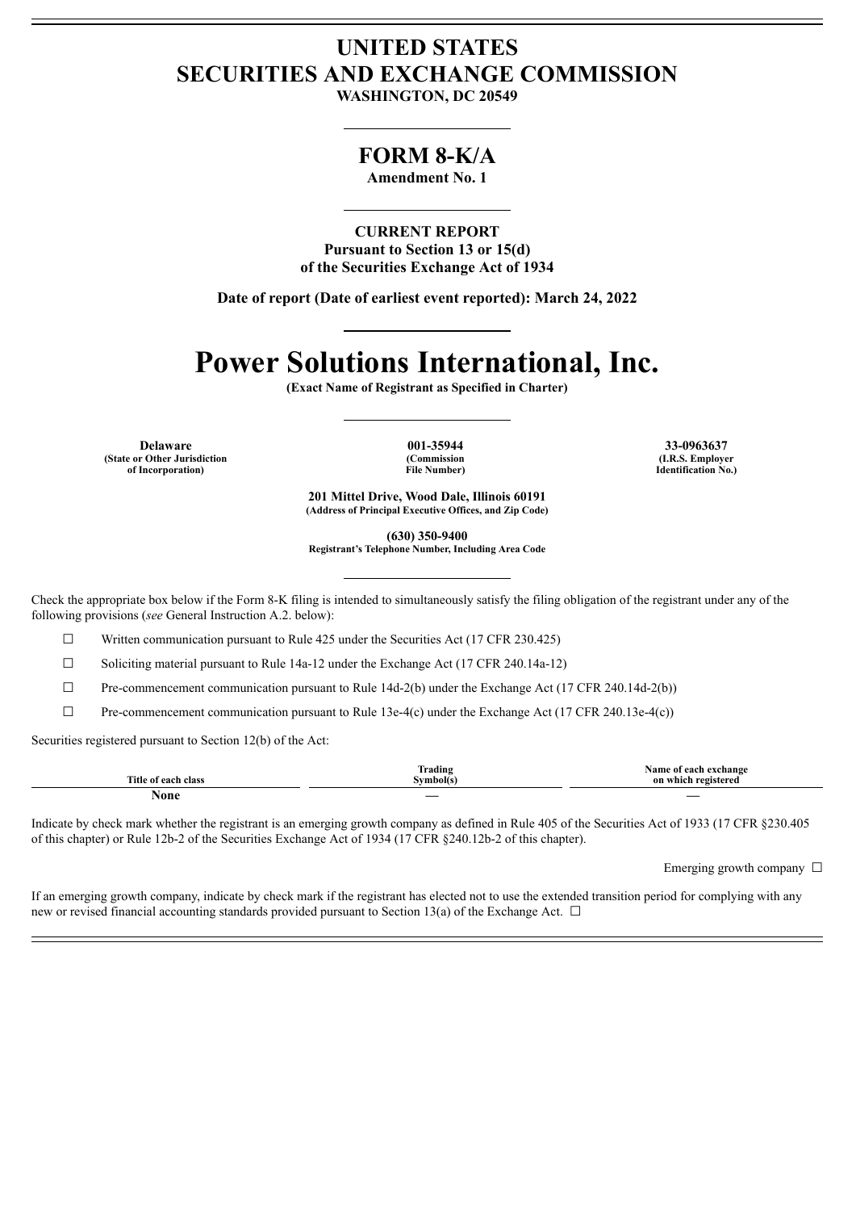# UNITED STATES
# SECURITIES AND EXCHANGE COMMISSION

**WASHINGTON, DC 20549**

## FORM 8-K/A

**Amendment No. 1**

**CURRENT REPORT**
**Pursuant to Section 13 or 15(d)**
**of the Securities Exchange Act of 1934**

**Date of report (Date of earliest event reported): March 24, 2022**

# Power Solutions International, Inc.

**(Exact Name of Registrant as Specified in Charter)**

| Delaware | 001-35944 | 33-0963637 |
|---|---|---|
| (State or Other Jurisdiction of Incorporation) | (Commission File Number) | (I.R.S. Employer Identification No.) |

**201 Mittel Drive, Wood Dale, Illinois 60191**
**(Address of Principal Executive Offices, and Zip Code)**

**(630) 350-9400**
**Registrant's Telephone Number, Including Area Code**

Check the appropriate box below if the Form 8-K filing is intended to simultaneously satisfy the filing obligation of the registrant under any of the following provisions (*see* General Instruction A.2. below):

☐ Written communication pursuant to Rule 425 under the Securities Act (17 CFR 230.425)

☐ Soliciting material pursuant to Rule 14a-12 under the Exchange Act (17 CFR 240.14a-12)

☐ Pre-commencement communication pursuant to Rule 14d-2(b) under the Exchange Act (17 CFR 240.14d-2(b))

☐ Pre-commencement communication pursuant to Rule 13e-4(c) under the Exchange Act (17 CFR 240.13e-4(c))

Securities registered pursuant to Section 12(b) of the Act:

| Title of each class | Trading Symbol(s) | Name of each exchange on which registered |
|---|---|---|
| None | — | — |

Indicate by check mark whether the registrant is an emerging growth company as defined in Rule 405 of the Securities Act of 1933 (17 CFR §230.405 of this chapter) or Rule 12b-2 of the Securities Exchange Act of 1934 (17 CFR §240.12b-2 of this chapter).

Emerging growth company ☐

If an emerging growth company, indicate by check mark if the registrant has elected not to use the extended transition period for complying with any new or revised financial accounting standards provided pursuant to Section 13(a) of the Exchange Act. ☐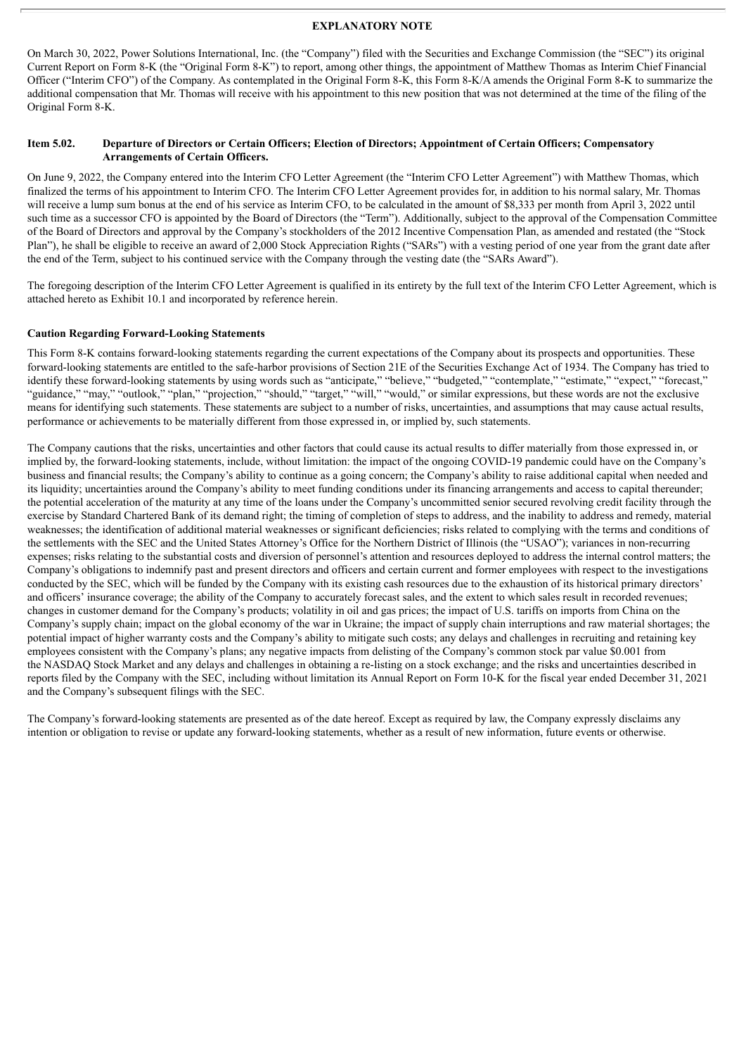## EXPLANATORY NOTE

On March 30, 2022, Power Solutions International, Inc. (the "Company") filed with the Securities and Exchange Commission (the "SEC") its original Current Report on Form 8-K (the "Original Form 8-K") to report, among other things, the appointment of Matthew Thomas as Interim Chief Financial Officer ("Interim CFO") of the Company. As contemplated in the Original Form 8-K, this Form 8-K/A amends the Original Form 8-K to summarize the additional compensation that Mr. Thomas will receive with his appointment to this new position that was not determined at the time of the filing of the Original Form 8-K.

### Item 5.02. Departure of Directors or Certain Officers; Election of Directors; Appointment of Certain Officers; Compensatory Arrangements of Certain Officers.

On June 9, 2022, the Company entered into the Interim CFO Letter Agreement (the "Interim CFO Letter Agreement") with Matthew Thomas, which finalized the terms of his appointment to Interim CFO. The Interim CFO Letter Agreement provides for, in addition to his normal salary, Mr. Thomas will receive a lump sum bonus at the end of his service as Interim CFO, to be calculated in the amount of $8,333 per month from April 3, 2022 until such time as a successor CFO is appointed by the Board of Directors (the "Term"). Additionally, subject to the approval of the Compensation Committee of the Board of Directors and approval by the Company's stockholders of the 2012 Incentive Compensation Plan, as amended and restated (the "Stock Plan"), he shall be eligible to receive an award of 2,000 Stock Appreciation Rights ("SARs") with a vesting period of one year from the grant date after the end of the Term, subject to his continued service with the Company through the vesting date (the "SARs Award").

The foregoing description of the Interim CFO Letter Agreement is qualified in its entirety by the full text of the Interim CFO Letter Agreement, which is attached hereto as Exhibit 10.1 and incorporated by reference herein.

**Caution Regarding Forward-Looking Statements**

This Form 8-K contains forward-looking statements regarding the current expectations of the Company about its prospects and opportunities. These forward-looking statements are entitled to the safe-harbor provisions of Section 21E of the Securities Exchange Act of 1934. The Company has tried to identify these forward-looking statements by using words such as "anticipate," "believe," "budgeted," "contemplate," "estimate," "expect," "forecast," "guidance," "may," "outlook," "plan," "projection," "should," "target," "will," "would," or similar expressions, but these words are not the exclusive means for identifying such statements. These statements are subject to a number of risks, uncertainties, and assumptions that may cause actual results, performance or achievements to be materially different from those expressed in, or implied by, such statements.

The Company cautions that the risks, uncertainties and other factors that could cause its actual results to differ materially from those expressed in, or implied by, the forward-looking statements, include, without limitation: the impact of the ongoing COVID-19 pandemic could have on the Company's business and financial results; the Company's ability to continue as a going concern; the Company's ability to raise additional capital when needed and its liquidity; uncertainties around the Company's ability to meet funding conditions under its financing arrangements and access to capital thereunder; the potential acceleration of the maturity at any time of the loans under the Company's uncommitted senior secured revolving credit facility through the exercise by Standard Chartered Bank of its demand right; the timing of completion of steps to address, and the inability to address and remedy, material weaknesses; the identification of additional material weaknesses or significant deficiencies; risks related to complying with the terms and conditions of the settlements with the SEC and the United States Attorney's Office for the Northern District of Illinois (the "USAO"); variances in non-recurring expenses; risks relating to the substantial costs and diversion of personnel's attention and resources deployed to address the internal control matters; the Company's obligations to indemnify past and present directors and officers and certain current and former employees with respect to the investigations conducted by the SEC, which will be funded by the Company with its existing cash resources due to the exhaustion of its historical primary directors' and officers' insurance coverage; the ability of the Company to accurately forecast sales, and the extent to which sales result in recorded revenues; changes in customer demand for the Company's products; volatility in oil and gas prices; the impact of U.S. tariffs on imports from China on the Company's supply chain; impact on the global economy of the war in Ukraine; the impact of supply chain interruptions and raw material shortages; the potential impact of higher warranty costs and the Company's ability to mitigate such costs; any delays and challenges in recruiting and retaining key employees consistent with the Company's plans; any negative impacts from delisting of the Company's common stock par value $0.001 from the NASDAQ Stock Market and any delays and challenges in obtaining a re-listing on a stock exchange; and the risks and uncertainties described in reports filed by the Company with the SEC, including without limitation its Annual Report on Form 10-K for the fiscal year ended December 31, 2021 and the Company's subsequent filings with the SEC.

The Company's forward-looking statements are presented as of the date hereof. Except as required by law, the Company expressly disclaims any intention or obligation to revise or update any forward-looking statements, whether as a result of new information, future events or otherwise.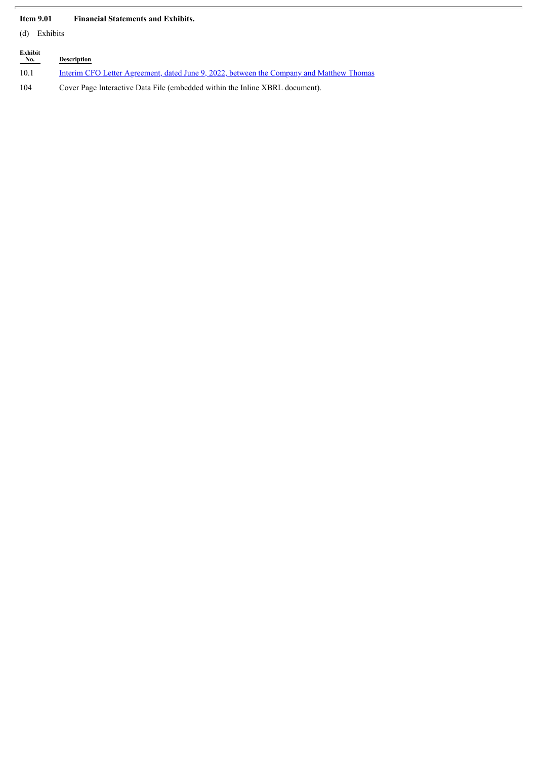**Item 9.01 Financial Statements and Exhibits.**

(d) Exhibits

| Exhibit No. | Description |
|---|---|
| 10.1 | Interim CFO Letter Agreement, dated June 9, 2022, between the Company and Matthew Thomas |
| 104 | Cover Page Interactive Data File (embedded within the Inline XBRL document). |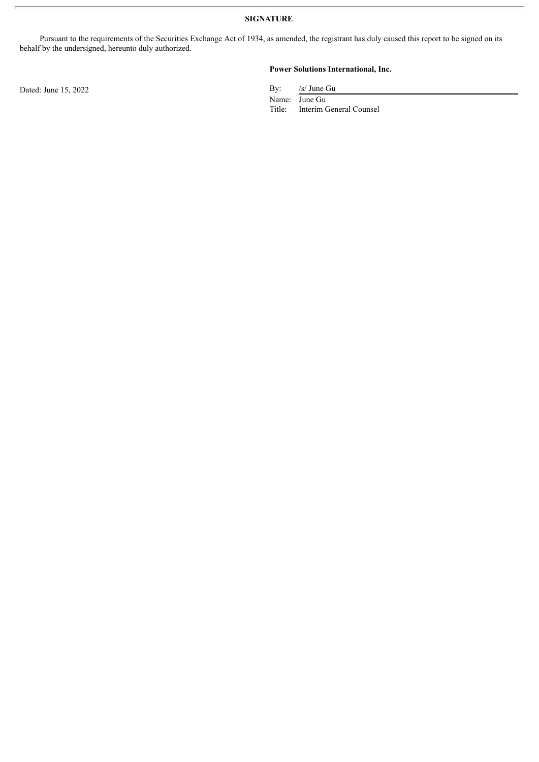**SIGNATURE**

Pursuant to the requirements of the Securities Exchange Act of 1934, as amended, the registrant has duly caused this report to be signed on its behalf by the undersigned, hereunto duly authorized.

**Power Solutions International, Inc.**

Dated: June 15, 2022

By: /s/ June Gu

Name: June Gu

Title: Interim General Counsel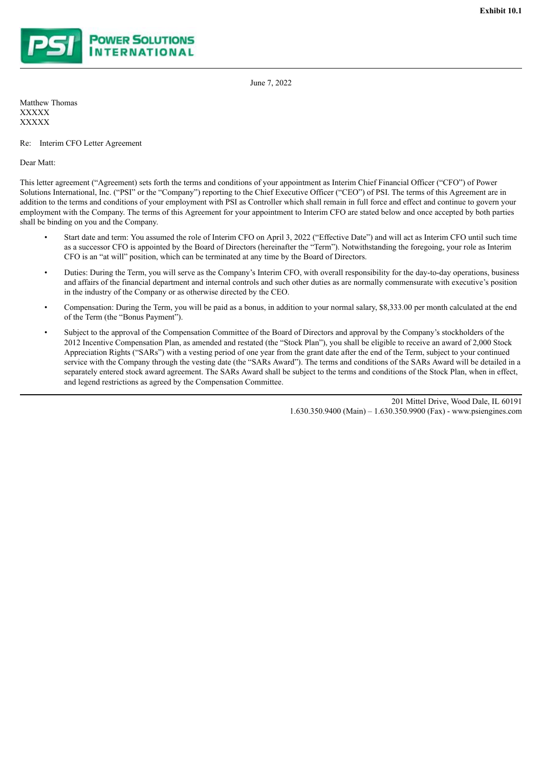**Exhibit 10.1**

**POWER SOLUTIONS INTERNATIONAL**

June 7, 2022

Matthew Thomas
XXXXX
XXXXX

Re: Interim CFO Letter Agreement

Dear Matt:

This letter agreement ("Agreement) sets forth the terms and conditions of your appointment as Interim Chief Financial Officer ("CFO") of Power Solutions International, Inc. ("PSI" or the "Company") reporting to the Chief Executive Officer ("CEO") of PSI. The terms of this Agreement are in addition to the terms and conditions of your employment with PSI as Controller which shall remain in full force and effect and continue to govern your employment with the Company. The terms of this Agreement for your appointment to Interim CFO are stated below and once accepted by both parties shall be binding on you and the Company.

- Start date and term: You assumed the role of Interim CFO on April 3, 2022 ("Effective Date") and will act as Interim CFO until such time as a successor CFO is appointed by the Board of Directors (hereinafter the "Term"). Notwithstanding the foregoing, your role as Interim CFO is an "at will" position, which can be terminated at any time by the Board of Directors.
- Duties: During the Term, you will serve as the Company's Interim CFO, with overall responsibility for the day-to-day operations, business and affairs of the financial department and internal controls and such other duties as are normally commensurate with executive's position in the industry of the Company or as otherwise directed by the CEO.
- Compensation: During the Term, you will be paid as a bonus, in addition to your normal salary, $8,333.00 per month calculated at the end of the Term (the "Bonus Payment").
- Subject to the approval of the Compensation Committee of the Board of Directors and approval by the Company's stockholders of the 2012 Incentive Compensation Plan, as amended and restated (the "Stock Plan"), you shall be eligible to receive an award of 2,000 Stock Appreciation Rights ("SARs") with a vesting period of one year from the grant date after the end of the Term, subject to your continued service with the Company through the vesting date (the "SARs Award"). The terms and conditions of the SARs Award will be detailed in a separately entered stock award agreement. The SARs Award shall be subject to the terms and conditions of the Stock Plan, when in effect, and legend restrictions as agreed by the Compensation Committee.

201 Mittel Drive, Wood Dale, IL 60191
1.630.350.9400 (Main) – 1.630.350.9900 (Fax) - www.psiengines.com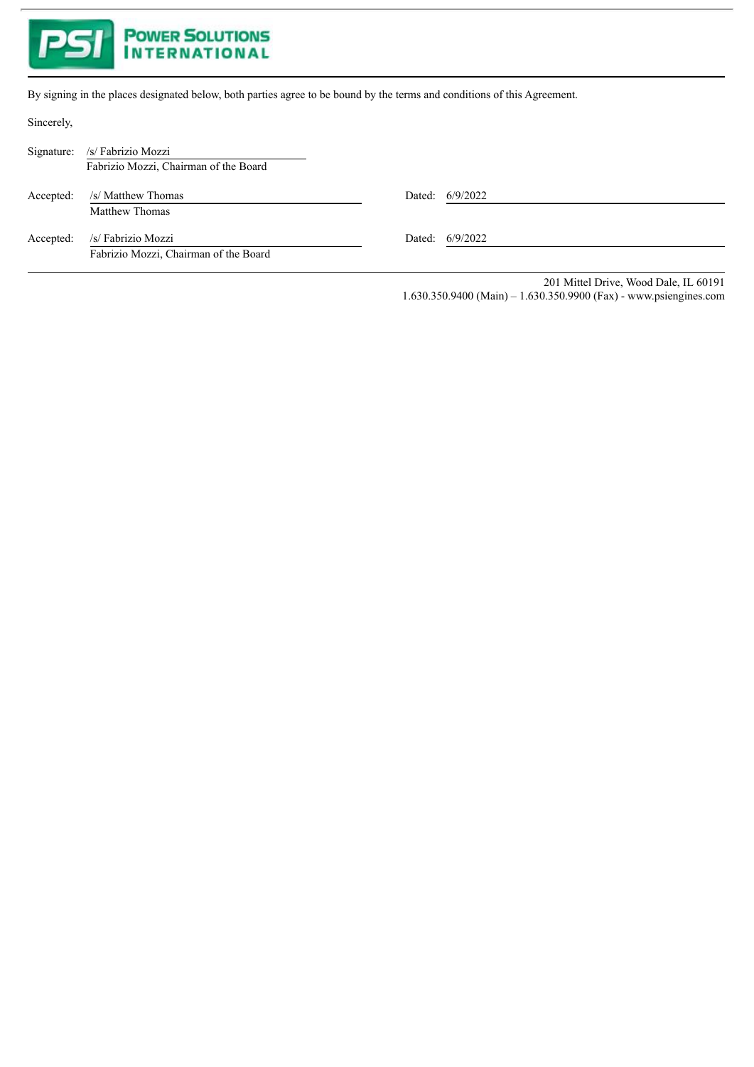**POWER SOLUTIONS INTERNATIONAL**

By signing in the places designated below, both parties agree to be bound by the terms and conditions of this Agreement.

Sincerely,

Signature: /s/ Fabrizio Mozzi
Fabrizio Mozzi, Chairman of the Board

Accepted: /s/ Matthew Thomas
Matthew Thomas

Dated: 6/9/2022

Accepted: /s/ Fabrizio Mozzi
Fabrizio Mozzi, Chairman of the Board

Dated: 6/9/2022

201 Mittel Drive, Wood Dale, IL 60191
1.630.350.9400 (Main) – 1.630.350.9900 (Fax) - www.psiengines.com